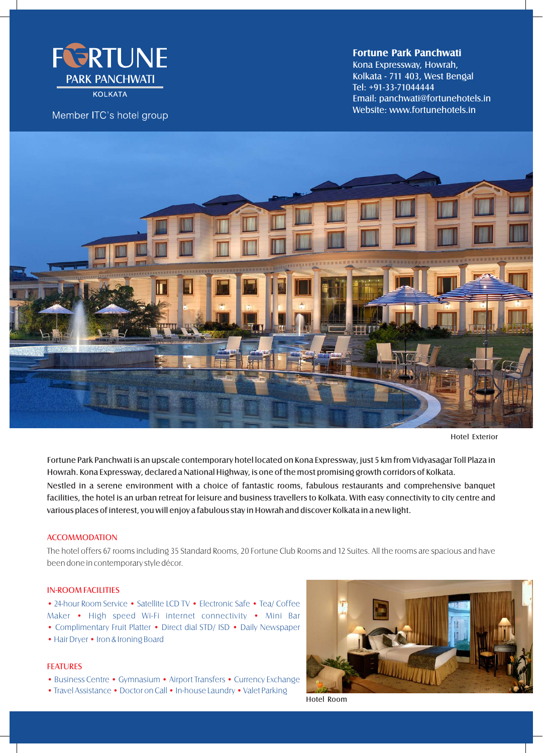# FORTUNE PARK PANCHWATI

KOLKATA

Member ITC's hotel group

**Fortune Park Panchwati**
Kona Expressway, Howrah,
Kolkata - 711 403, West Bengal
Tel: +91-33-71044444
Email: panchwati@fortunehotels.in
Website: www.fortunehotels.in

Hotel Exterior

Fortune Park Panchwati is an upscale contemporary hotel located on Kona Expressway, just 5 km from Vidyasagar Toll Plaza in Howrah. Kona Expressway, declared a National Highway, is one of the most promising growth corridors of Kolkata.

Nestled in a serene environment with a choice of fantastic rooms, fabulous restaurants and comprehensive banquet facilities, the hotel is an urban retreat for leisure and business travellers to Kolkata. With easy connectivity to city centre and various places of interest, you will enjoy a fabulous stay in Howrah and discover Kolkata in a new light.

## ACCOMMODATION

The hotel offers 67 rooms including 35 Standard Rooms, 20 Fortune Club Rooms and 12 Suites. All the rooms are spacious and have been done in contemporary style décor.

## IN-ROOM FACILITIES

• 24-hour Room Service • Satellite LCD TV • Electronic Safe • Tea/ Coffee Maker • High speed Wi-Fi internet connectivity • Mini Bar • Complimentary Fruit Platter • Direct dial STD/ ISD • Daily Newspaper • Hair Dryer • Iron & Ironing Board

## FEATURES

• Business Centre • Gymnasium • Airport Transfers • Currency Exchange • Travel Assistance • Doctor on Call • In-house Laundry • Valet Parking

Hotel Room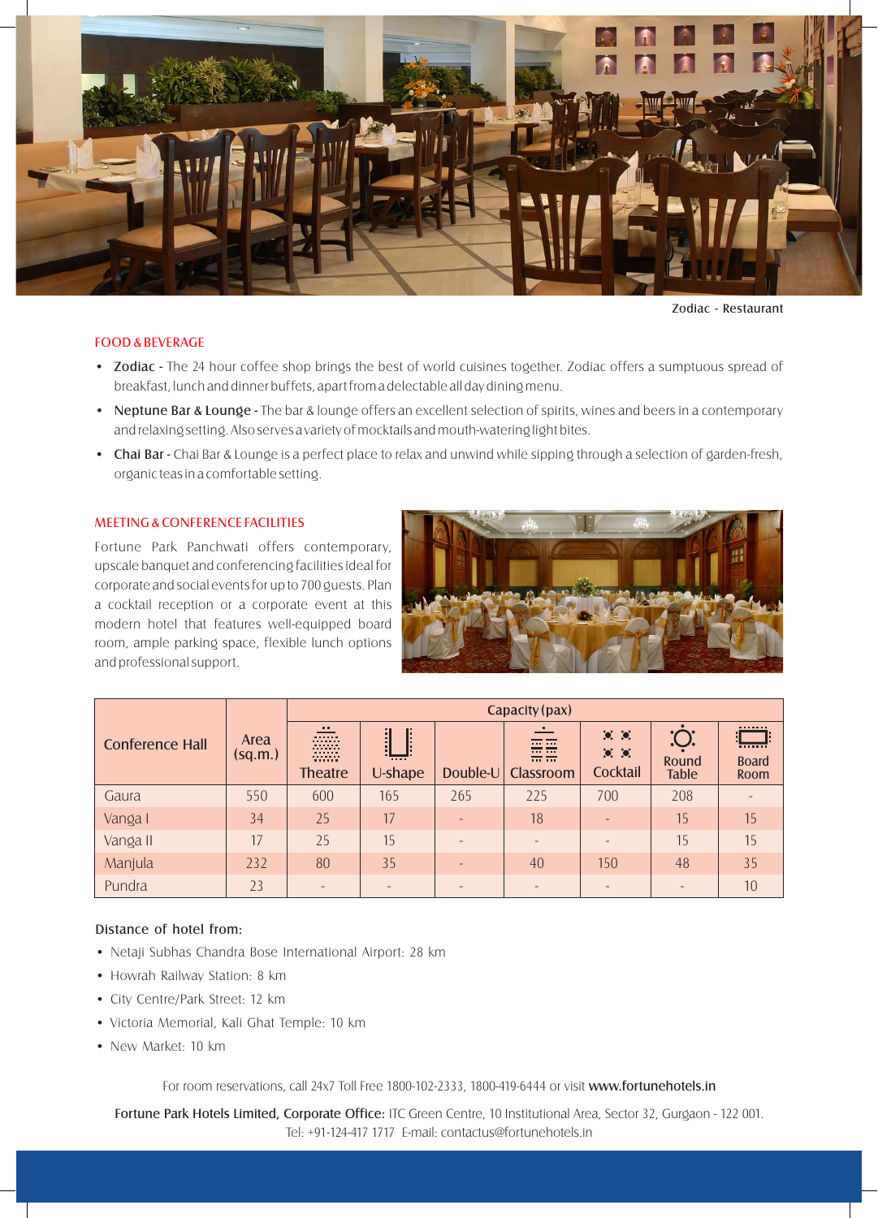Zodiac - Restaurant

## FOOD & BEVERAGE

- **Zodiac -** The 24 hour coffee shop brings the best of world cuisines together. Zodiac offers a sumptuous spread of breakfast, lunch and dinner buffets, apart from a delectable all day dining menu.
- **Neptune Bar & Lounge -** The bar & lounge offers an excellent selection of spirits, wines and beers in a contemporary and relaxing setting. Also serves a variety of mocktails and mouth-watering light bites.
- **Chai Bar -** Chai Bar & Lounge is a perfect place to relax and unwind while sipping through a selection of garden-fresh, organic teas in a comfortable setting.

## MEETING & CONFERENCE FACILITIES

Fortune Park Panchwati offers contemporary, upscale banquet and conferencing facilities ideal for corporate and social events for up to 700 guests. Plan a cocktail reception or a corporate event at this modern hotel that features well-equipped board room, ample parking space, flexible lunch options and professional support.

| Conference Hall | Area (sq.m.) | Capacity (pax) | | | | | | |
|---|---|---|---|---|---|---|---|---|
| | | Theatre | U-shape | Double-U | Classroom | Cocktail | Round Table | Board Room |
| Gaura | 550 | 600 | 165 | 265 | 225 | 700 | 208 | - |
| Vanga I | 34 | 25 | 17 | - | 18 | - | 15 | 15 |
| Vanga II | 17 | 25 | 15 | - | - | - | 15 | 15 |
| Manjula | 232 | 80 | 35 | - | 40 | 150 | 48 | 35 |
| Pundra | 23 | - | - | - | - | - | - | 10 |

**Distance of hotel from:**

- Netaji Subhas Chandra Bose International Airport: 28 km
- Howrah Railway Station: 8 km
- City Centre/Park Street: 12 km
- Victoria Memorial, Kali Ghat Temple: 10 km
- New Market: 10 km

For room reservations, call 24x7 Toll Free 1800-102-2333, 1800-419-6444 or visit **www.fortunehotels.in**

**Fortune Park Hotels Limited, Corporate Office:** ITC Green Centre, 10 Institutional Area, Sector 32, Gurgaon - 122 001.
Tel: +91-124-417 1717 E-mail: contactus@fortunehotels.in